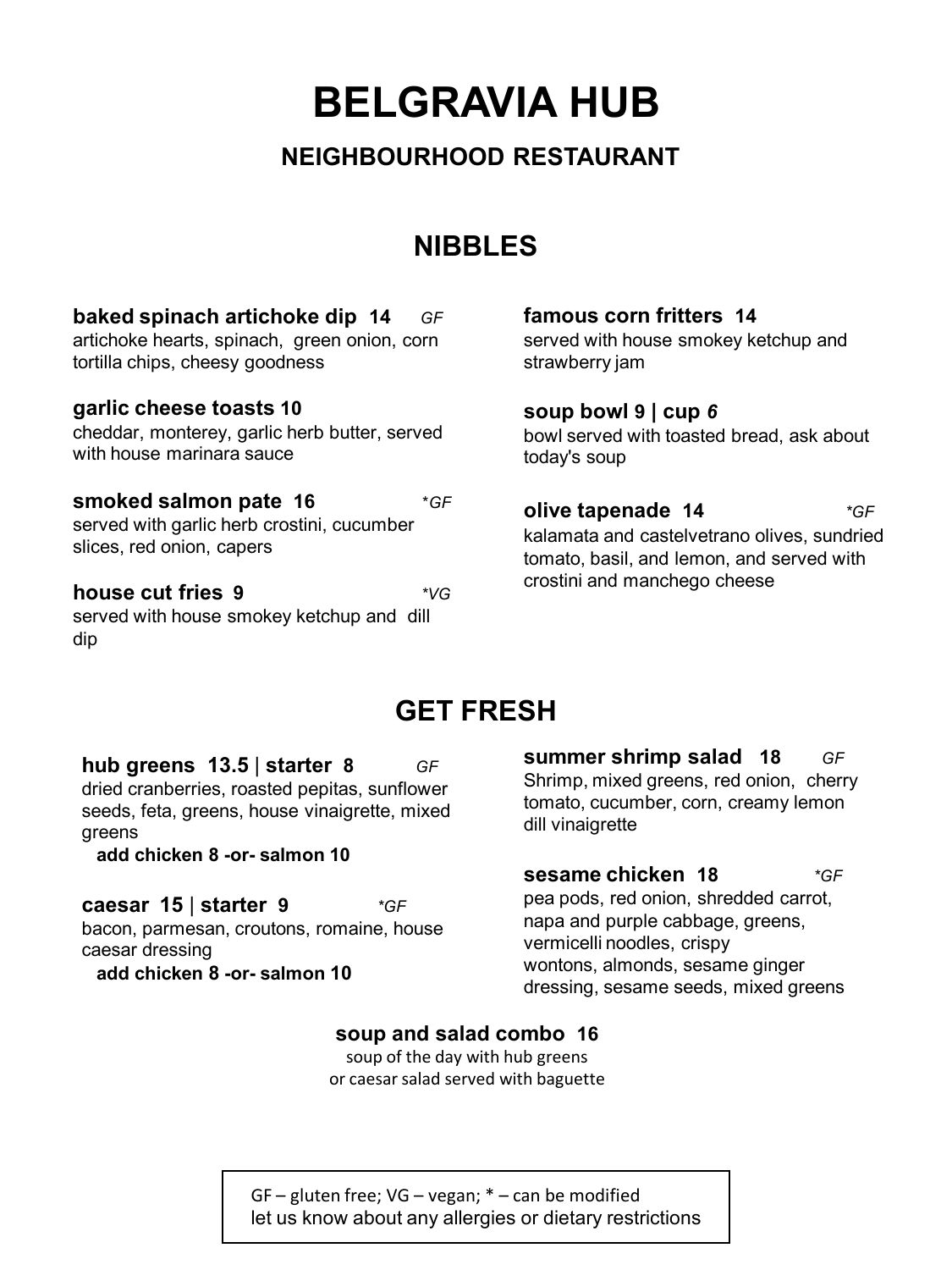# BELGRAVIA HUB

## NEIGHBOURHOOD RESTAURANT

## NIBBLES

**baked spinach artichoke dip 14** *GF*
artichoke hearts, spinach, green onion, corn tortilla chips, cheesy goodness

**garlic cheese toasts 10**
cheddar, monterey, garlic herb butter, served with house marinara sauce

**smoked salmon pate 16** **GF*
served with garlic herb crostini, cucumber slices, red onion, capers

**house cut fries 9** **VG*
served with house smokey ketchup and dill dip

**famous corn fritters 14**
served with house smokey ketchup and strawberry jam

**soup bowl 9 | cup *6***
bowl served with toasted bread, ask about today's soup

**olive tapenade 14** **GF*
kalamata and castelvetrano olives, sundried tomato, basil, and lemon, and served with crostini and manchego cheese

## GET FRESH

**hub greens 13.5 | starter 8** *GF*
dried cranberries, roasted pepitas, sunflower seeds, feta, greens, house vinaigrette, mixed greens
**add chicken 8 -or- salmon 10**

**caesar 15 | starter 9** **GF*
bacon, parmesan, croutons, romaine, house caesar dressing
**add chicken 8 -or- salmon 10**

**summer shrimp salad 18** *GF*
Shrimp, mixed greens, red onion, cherry tomato, cucumber, corn, creamy lemon dill vinaigrette

**sesame chicken 18** **GF*
pea pods, red onion, shredded carrot, napa and purple cabbage, greens, vermicelli noodles, crispy wontons, almonds, sesame ginger dressing, sesame seeds, mixed greens

**soup and salad combo 16**
soup of the day with hub greens or caesar salad served with baguette

GF – gluten free; VG – vegan; * – can be modified
let us know about any allergies or dietary restrictions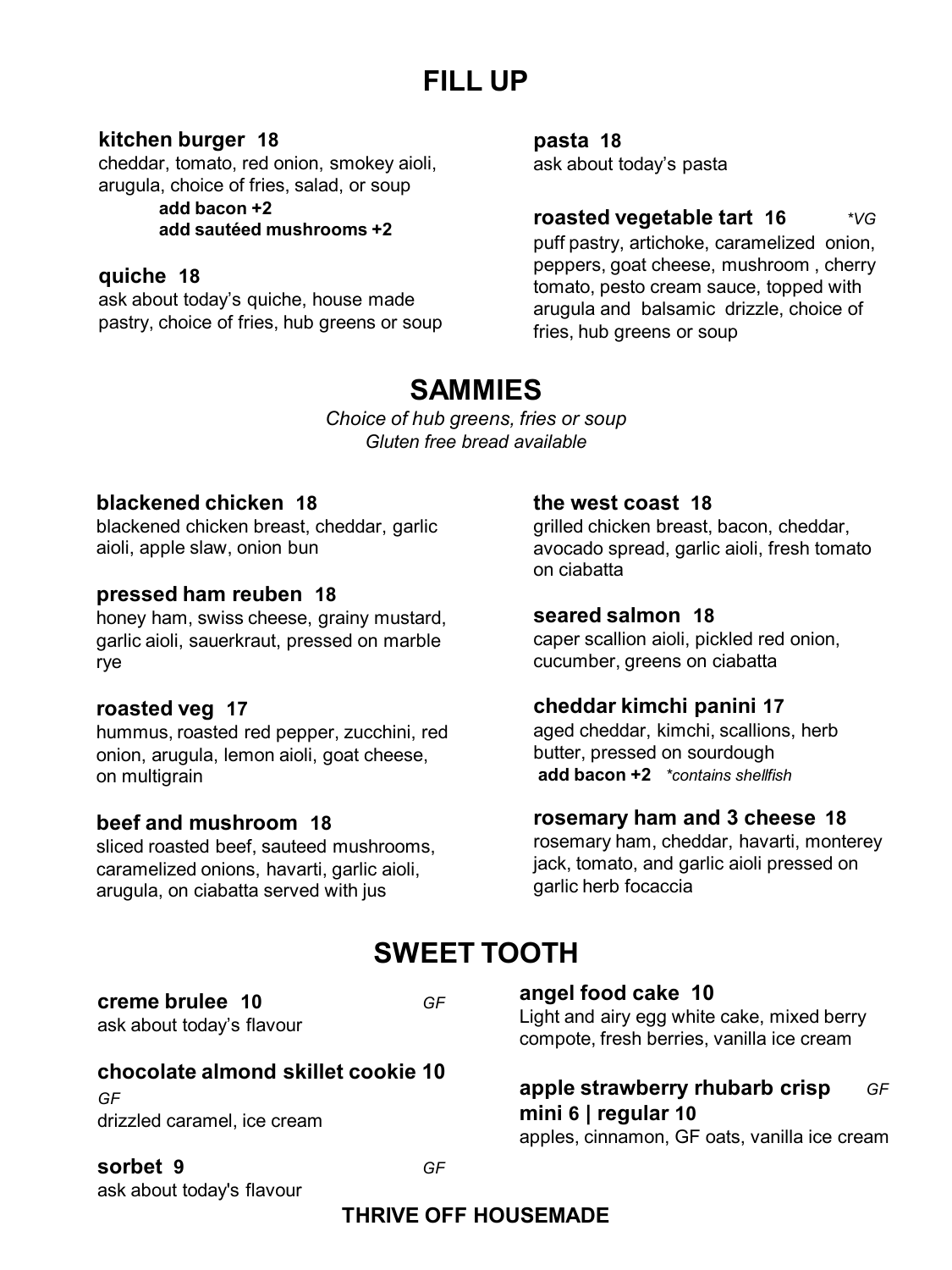# FILL UP

**kitchen burger 18**
cheddar, tomato, red onion, smokey aioli, arugula, choice of fries, salad, or soup
**add bacon +2**
**add sautéed mushrooms +2**

**quiche 18**
ask about today's quiche, house made pastry, choice of fries, hub greens or soup

**pasta 18**
ask about today's pasta

**roasted vegetable tart 16** *\*VG*
puff pastry, artichoke, caramelized onion, peppers, goat cheese, mushroom , cherry tomato, pesto cream sauce, topped with arugula and balsamic drizzle, choice of fries, hub greens or soup

# SAMMIES

*Choice of hub greens, fries or soup*
*Gluten free bread available*

**blackened chicken 18**
blackened chicken breast, cheddar, garlic aioli, apple slaw, onion bun

**pressed ham reuben 18**
honey ham, swiss cheese, grainy mustard, garlic aioli, sauerkraut, pressed on marble rye

**roasted veg 17**
hummus, roasted red pepper, zucchini, red onion, arugula, lemon aioli, goat cheese, on multigrain

**beef and mushroom 18**
sliced roasted beef, sauteed mushrooms, caramelized onions, havarti, garlic aioli, arugula, on ciabatta served with jus

**the west coast 18**
grilled chicken breast, bacon, cheddar, avocado spread, garlic aioli, fresh tomato on ciabatta

**seared salmon 18**
caper scallion aioli, pickled red onion, cucumber, greens on ciabatta

**cheddar kimchi panini 17**
aged cheddar, kimchi, scallions, herb butter, pressed on sourdough
**add bacon +2** *\*contains shellfish*

**rosemary ham and 3 cheese 18**
rosemary ham, cheddar, havarti, monterey jack, tomato, and garlic aioli pressed on garlic herb focaccia

# SWEET TOOTH

**creme brulee 10** *GF*
ask about today's flavour

**chocolate almond skillet cookie 10**
*GF*
drizzled caramel, ice cream

**sorbet 9** *GF*
ask about today's flavour

**angel food cake 10**
Light and airy egg white cake, mixed berry compote, fresh berries, vanilla ice cream

**apple strawberry rhubarb crisp** *GF*
**mini 6 | regular 10**
apples, cinnamon, GF oats, vanilla ice cream

**THRIVE OFF HOUSEMADE**